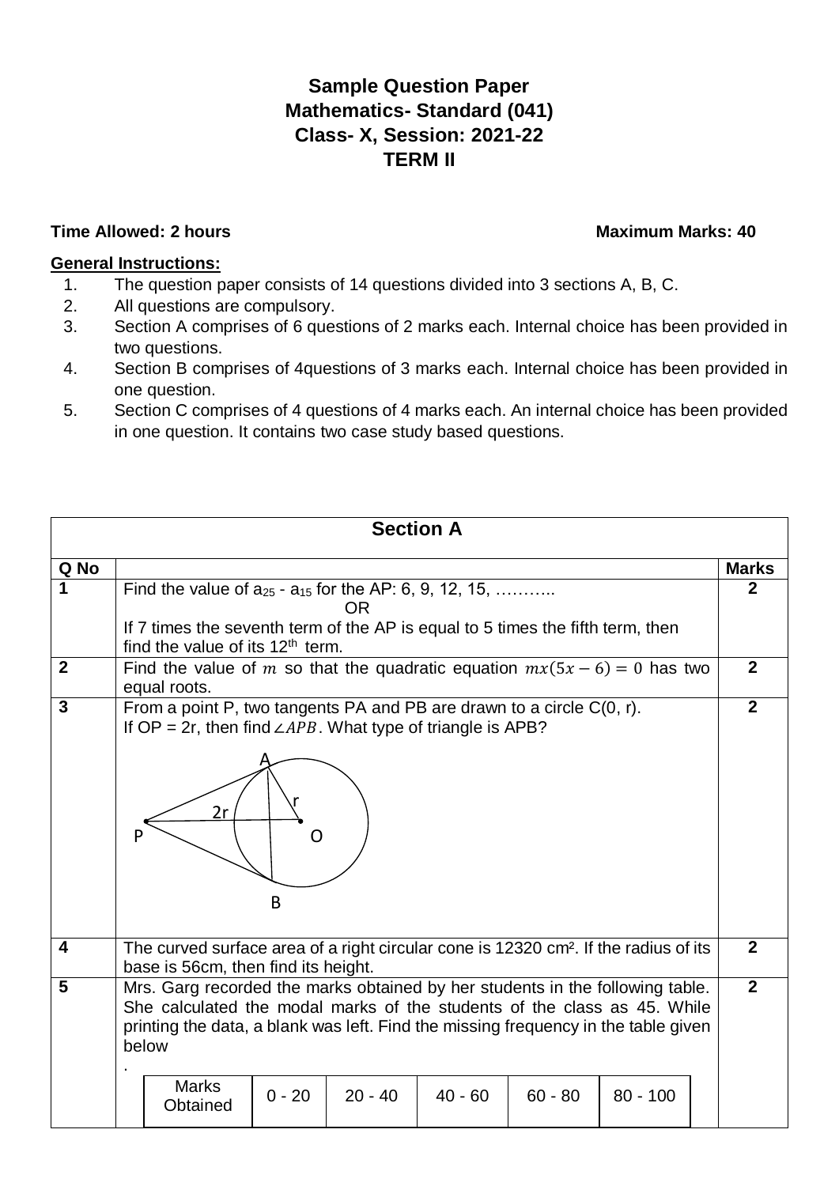# Sample Question Paper
# Mathematics- Standard (041)
# Class- X, Session: 2021-22
# TERM II

**Time Allowed: 2 hours** **Maximum Marks: 40**

**General Instructions:**

1. The question paper consists of 14 questions divided into 3 sections A, B, C.
2. All questions are compulsory.
3. Section A comprises of 6 questions of 2 marks each. Internal choice has been provided in two questions.
4. Section B comprises of 4questions of 3 marks each. Internal choice has been provided in one question.
5. Section C comprises of 4 questions of 4 marks each. An internal choice has been provided in one question. It contains two case study based questions.

## Section A

| Q No | | Marks |
|---|---|---|
| **1** | Find the value of $a_{25} - a_{15}$ for the AP: 6, 9, 12, 15, ……….. <br> OR <br> If 7 times the seventh term of the AP is equal to 5 times the fifth term, then find the value of its $12^{th}$ term. | **2** |
| **2** | Find the value of $m$ so that the quadratic equation $mx(5x-6)=0$ has two equal roots. | **2** |
| **3** | From a point P, two tangents PA and PB are drawn to a circle C(0, r). If OP = 2r, then find $\angle APB$. What type of triangle is APB? | **2** |
| **4** | The curved surface area of a right circular cone is 12320 cm². If the radius of its base is 56cm, then find its height. | **2** |
| **5** | Mrs. Garg recorded the marks obtained by her students in the following table. She calculated the modal marks of the students of the class as 45. While printing the data, a blank was left. Find the missing frequency in the table given below <br> . | **2** |

| Marks Obtained | 0 - 20 | 20 - 40 | 40 - 60 | 60 - 80 | 80 - 100 |
|---|---|---|---|---|---|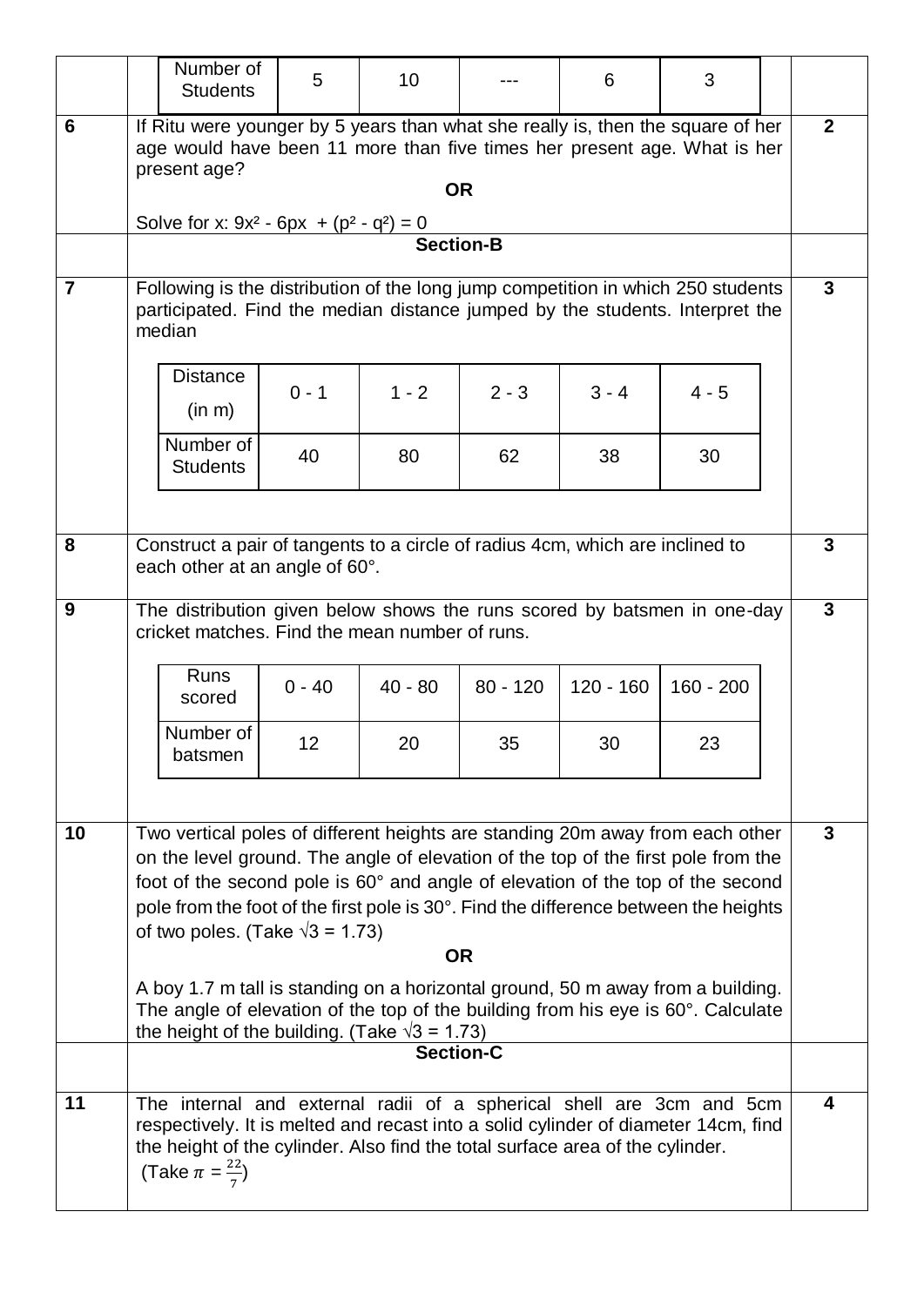| Number of Students | 5 | 10 | --- | 6 | 3 |
|---|---|---|---|---|---|

**6** If Ritu were younger by 5 years than what she really is, then the square of her age would have been 11 more than five times her present age. What is her present age? **2**

**OR**

Solve for x: $9x^2 - 6px + (p^2 - q^2) = 0$

## Section-B

**7** Following is the distribution of the long jump competition in which 250 students participated. Find the median distance jumped by the students. Interpret the median **3**

| Distance (in m) | 0 - 1 | 1 - 2 | 2 - 3 | 3 - 4 | 4 - 5 |
|---|---|---|---|---|---|
| Number of Students | 40 | 80 | 62 | 38 | 30 |

**8** Construct a pair of tangents to a circle of radius 4cm, which are inclined to each other at an angle of 60°. **3**

**9** The distribution given below shows the runs scored by batsmen in one-day cricket matches. Find the mean number of runs. **3**

| Runs scored | 0 - 40 | 40 - 80 | 80 - 120 | 120 - 160 | 160 - 200 |
|---|---|---|---|---|---|
| Number of batsmen | 12 | 20 | 35 | 30 | 23 |

**10** Two vertical poles of different heights are standing 20m away from each other on the level ground. The angle of elevation of the top of the first pole from the foot of the second pole is 60° and angle of elevation of the top of the second pole from the foot of the first pole is 30°. Find the difference between the heights of two poles. (Take $\sqrt{3} = 1.73$) **3**

**OR**

A boy 1.7 m tall is standing on a horizontal ground, 50 m away from a building. The angle of elevation of the top of the building from his eye is 60°. Calculate the height of the building. (Take $\sqrt{3} = 1.73$)

## Section-C

**11** The internal and external radii of a spherical shell are 3cm and 5cm respectively. It is melted and recast into a solid cylinder of diameter 14cm, find the height of the cylinder. Also find the total surface area of the cylinder. (Take $\pi = \frac{22}{7}$) **4**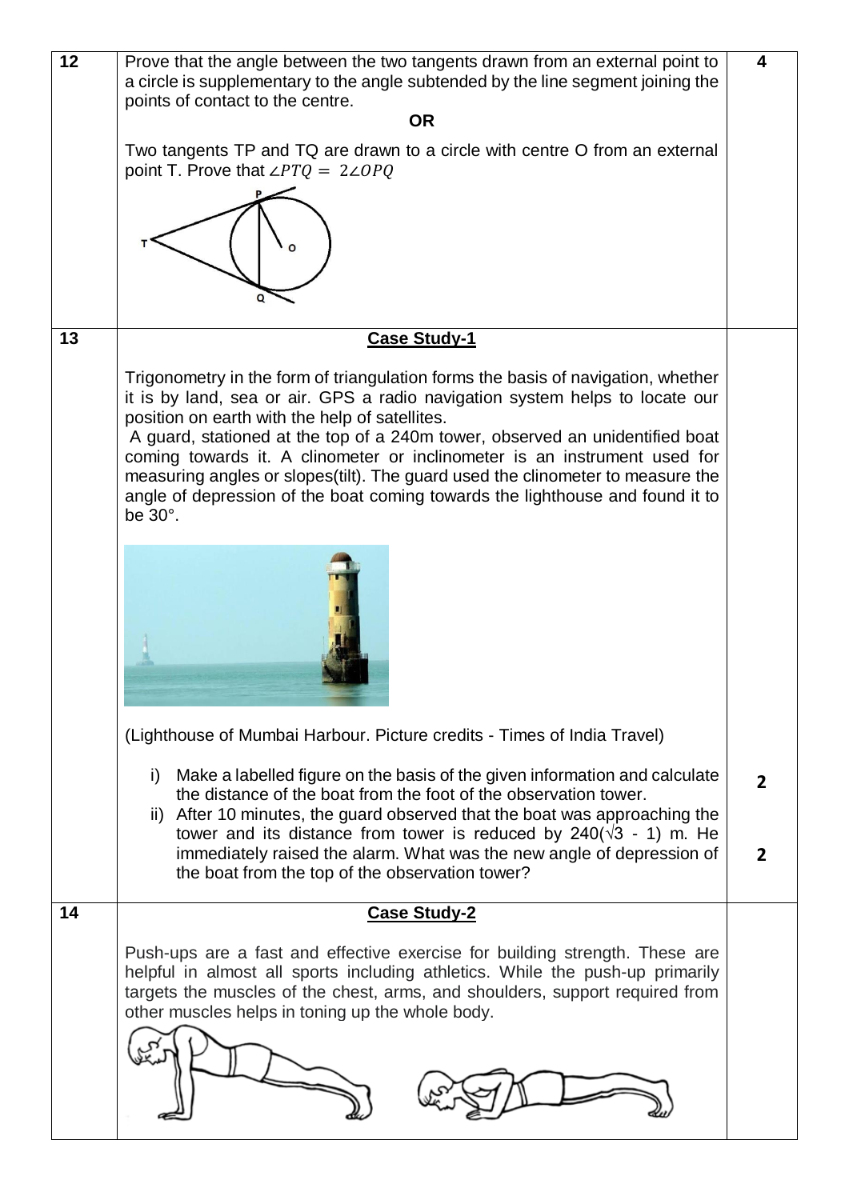| | | |
|---|---|---|
| 12 | Prove that the angle between the two tangents drawn from an external point to a circle is supplementary to the angle subtended by the line segment joining the points of contact to the centre.<br><br>**OR**<br><br>Two tangents TP and TQ are drawn to a circle with centre O from an external point T. Prove that $\angle PTQ = 2\angle OPQ$ | 4 |
| 13 | **Case Study-1**<br><br>Trigonometry in the form of triangulation forms the basis of navigation, whether it is by land, sea or air. GPS a radio navigation system helps to locate our position on earth with the help of satellites.<br>A guard, stationed at the top of a 240m tower, observed an unidentified boat coming towards it. A clinometer or inclinometer is an instrument used for measuring angles or slopes(tilt). The guard used the clinometer to measure the angle of depression of the boat coming towards the lighthouse and found it to be 30°.<br><br>(Lighthouse of Mumbai Harbour. Picture credits - Times of India Travel)<br><br>i) Make a labelled figure on the basis of the given information and calculate the distance of the boat from the foot of the observation tower.<br>ii) After 10 minutes, the guard observed that the boat was approaching the tower and its distance from tower is reduced by $240(\sqrt{3} - 1)$ m. He immediately raised the alarm. What was the new angle of depression of the boat from the top of the observation tower? | 2<br><br>2 |
| 14 | **Case Study-2**<br><br>Push-ups are a fast and effective exercise for building strength. These are helpful in almost all sports including athletics. While the push-up primarily targets the muscles of the chest, arms, and shoulders, support required from other muscles helps in toning up the whole body. | |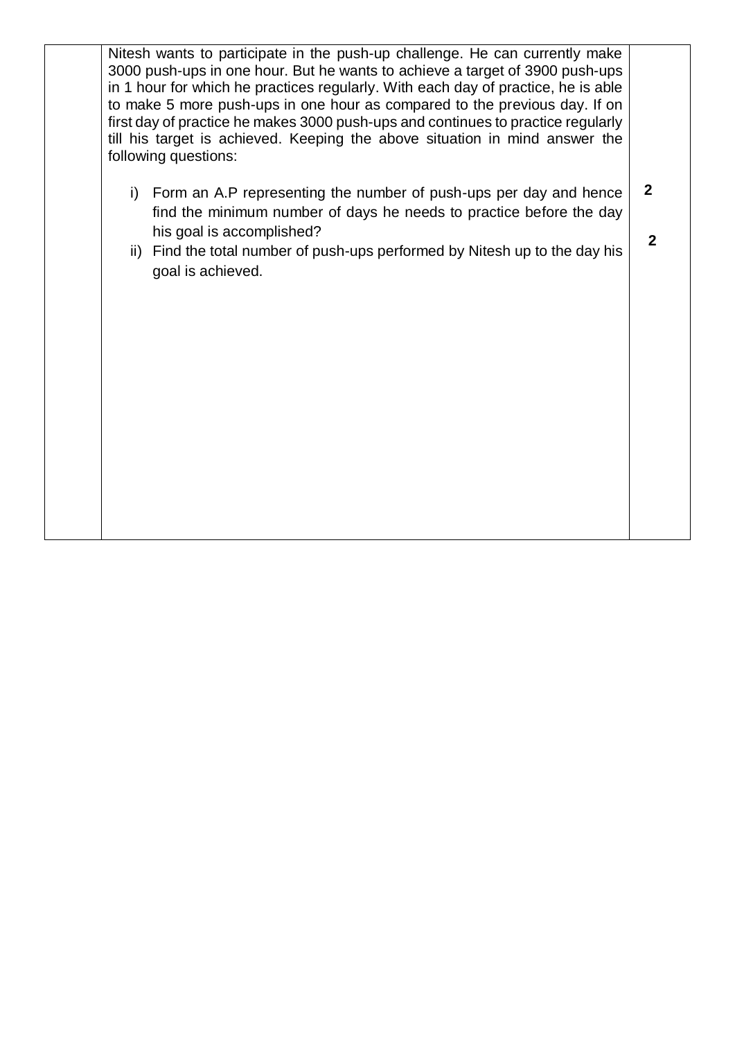Nitesh wants to participate in the push-up challenge. He can currently make 3000 push-ups in one hour. But he wants to achieve a target of 3900 push-ups in 1 hour for which he practices regularly. With each day of practice, he is able to make 5 more push-ups in one hour as compared to the previous day. If on first day of practice he makes 3000 push-ups and continues to practice regularly till his target is achieved. Keeping the above situation in mind answer the following questions:

i) Form an A.P representing the number of push-ups per day and hence find the minimum number of days he needs to practice before the day his goal is accomplished? **2**

ii) Find the total number of push-ups performed by Nitesh up to the day his goal is achieved. **2**